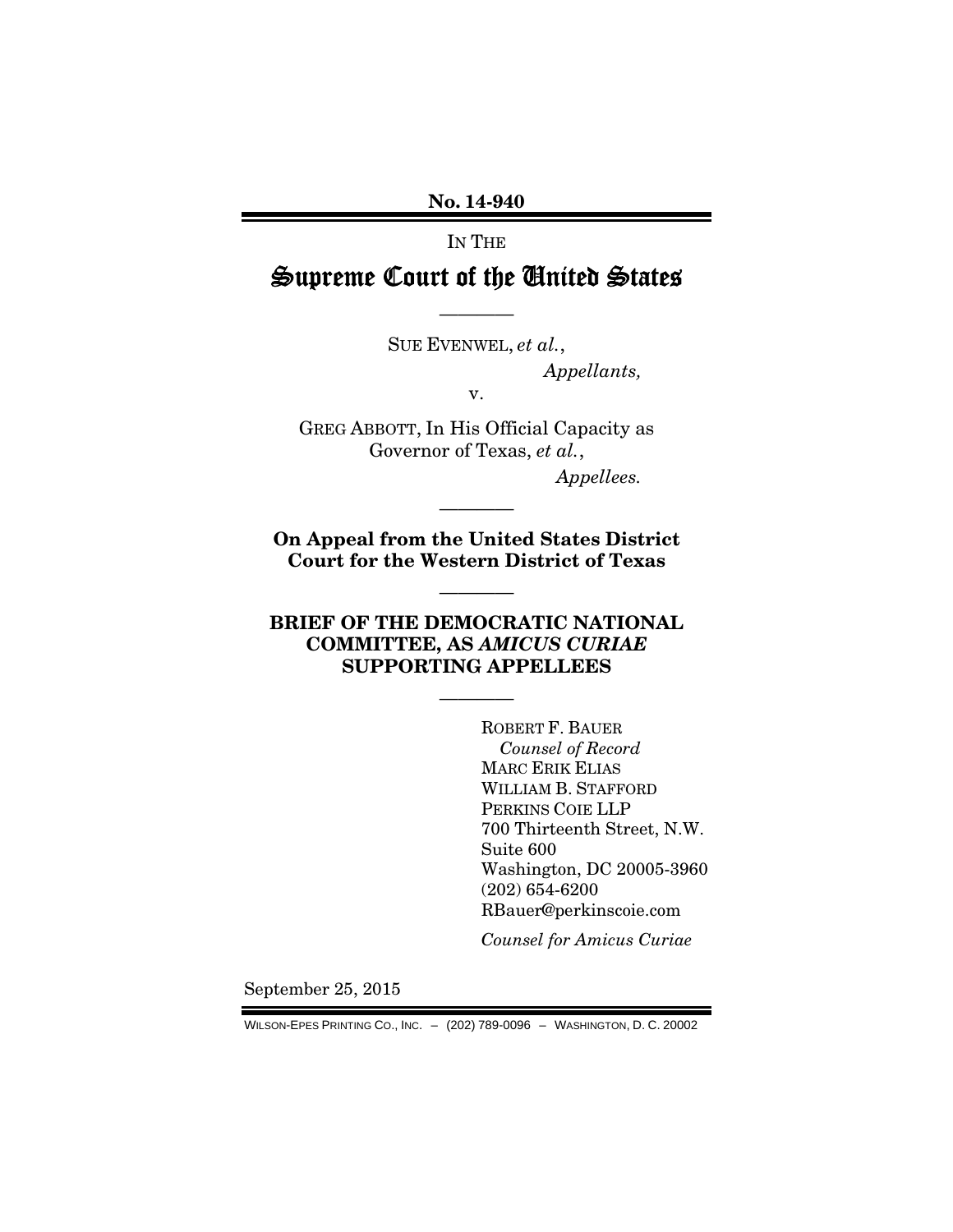**No. 14-940**

IN THE

# Supreme Court of the United States

————

SUE EVENWEL, *et al.*,

*Appellants,*

v.

GREG ABBOTT, In His Official Capacity as Governor of Texas, *et al.*,

*Appellees.*

————

**On Appeal from the United States District Court for the Western District of Texas**

————

**BRIEF OF THE DEMOCRATIC NATIONAL COMMITTEE, AS *AMICUS CURIAE* SUPPORTING APPELLEES**

————

ROBERT F. BAUER
*Counsel of Record*
MARC ERIK ELIAS
WILLIAM B. STAFFORD
PERKINS COIE LLP
700 Thirteenth Street, N.W.
Suite 600
Washington, DC 20005-3960
(202) 654-6200
RBauer@perkinscoie.com

*Counsel for Amicus Curiae*

September 25, 2015

WILSON-EPES PRINTING CO., INC. – (202) 789-0096 – WASHINGTON, D. C. 20002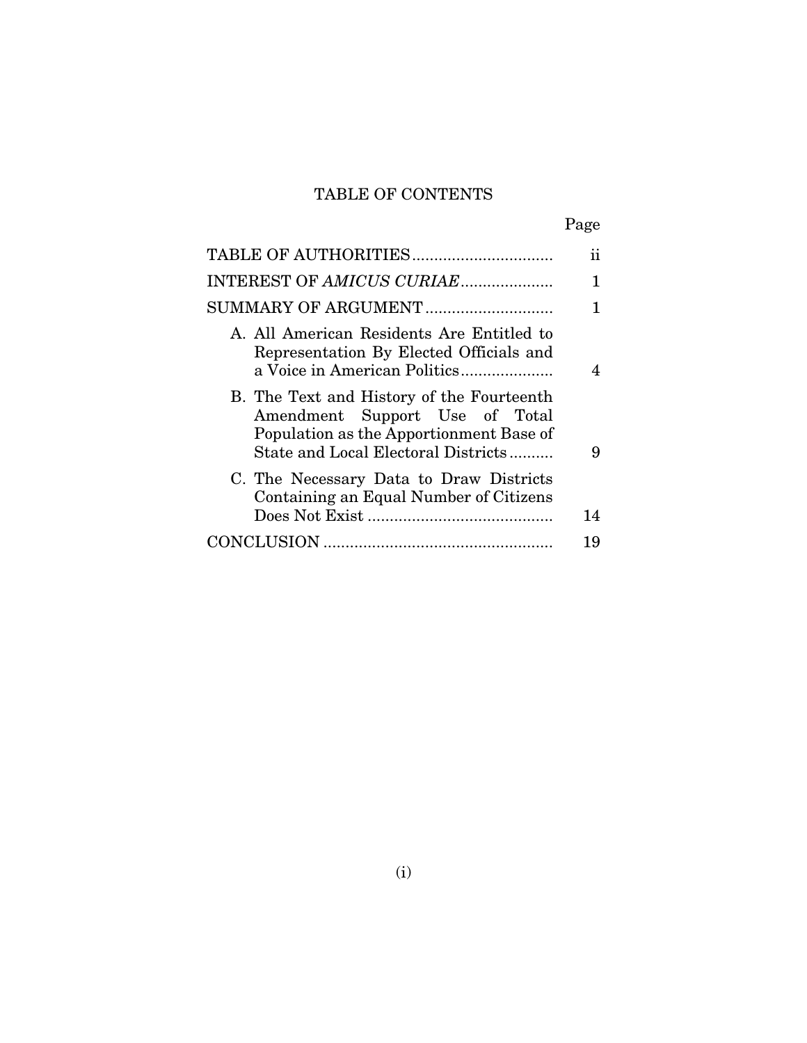# TABLE OF CONTENTS

| | Page |
|---|---|
| TABLE OF AUTHORITIES | ii |
| INTEREST OF *AMICUS CURIAE* | 1 |
| SUMMARY OF ARGUMENT | 1 |
| A. All American Residents Are Entitled to Representation By Elected Officials and a Voice in American Politics | 4 |
| B. The Text and History of the Fourteenth Amendment Support Use of Total Population as the Apportionment Base of State and Local Electoral Districts | 9 |
| C. The Necessary Data to Draw Districts Containing an Equal Number of Citizens Does Not Exist | 14 |
| CONCLUSION | 19 |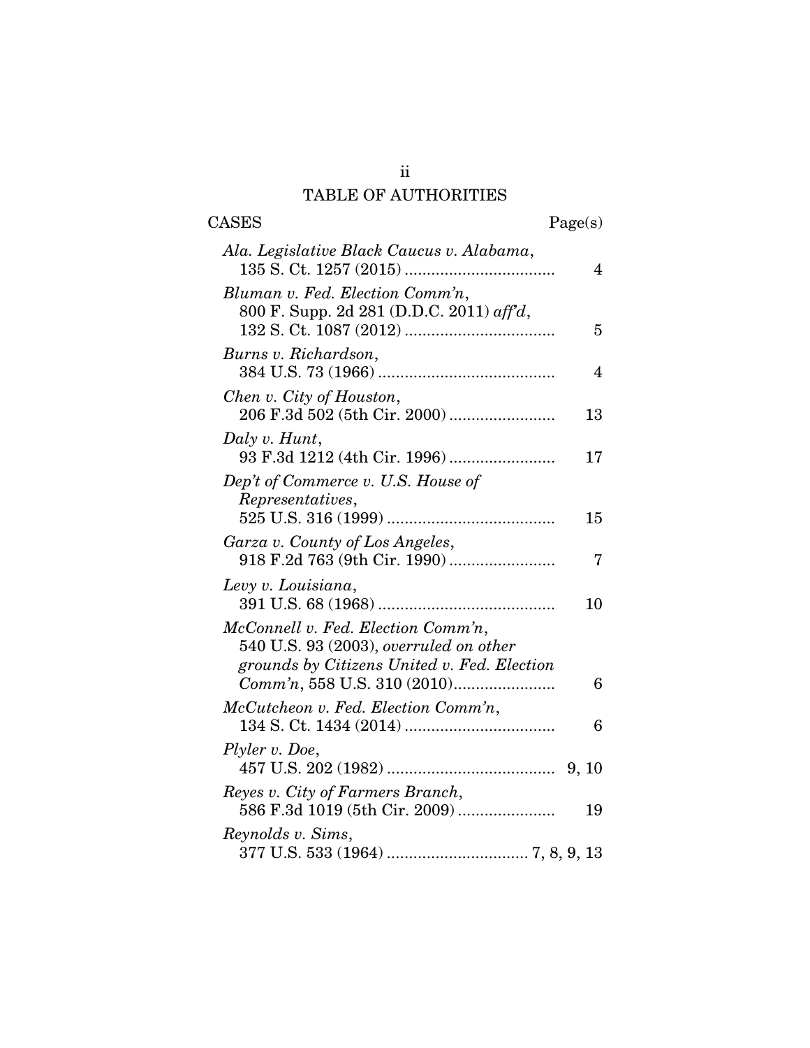# TABLE OF AUTHORITIES

| CASES | Page(s) |
|---|---|
| *Ala. Legislative Black Caucus v. Alabama*, 135 S. Ct. 1257 (2015) | 4 |
| *Bluman v. Fed. Election Comm'n*, 800 F. Supp. 2d 281 (D.D.C. 2011) *aff'd*, 132 S. Ct. 1087 (2012) | 5 |
| *Burns v. Richardson*, 384 U.S. 73 (1966) | 4 |
| *Chen v. City of Houston*, 206 F.3d 502 (5th Cir. 2000) | 13 |
| *Daly v. Hunt*, 93 F.3d 1212 (4th Cir. 1996) | 17 |
| *Dep't of Commerce v. U.S. House of Representatives*, 525 U.S. 316 (1999) | 15 |
| *Garza v. County of Los Angeles*, 918 F.2d 763 (9th Cir. 1990) | 7 |
| *Levy v. Louisiana*, 391 U.S. 68 (1968) | 10 |
| *McConnell v. Fed. Election Comm'n*, 540 U.S. 93 (2003), *overruled on other grounds by Citizens United v. Fed. Election Comm'n*, 558 U.S. 310 (2010) | 6 |
| *McCutcheon v. Fed. Election Comm'n*, 134 S. Ct. 1434 (2014) | 6 |
| *Plyler v. Doe*, 457 U.S. 202 (1982) | 9, 10 |
| *Reyes v. City of Farmers Branch*, 586 F.3d 1019 (5th Cir. 2009) | 19 |
| *Reynolds v. Sims*, 377 U.S. 533 (1964) | 7, 8, 9, 13 |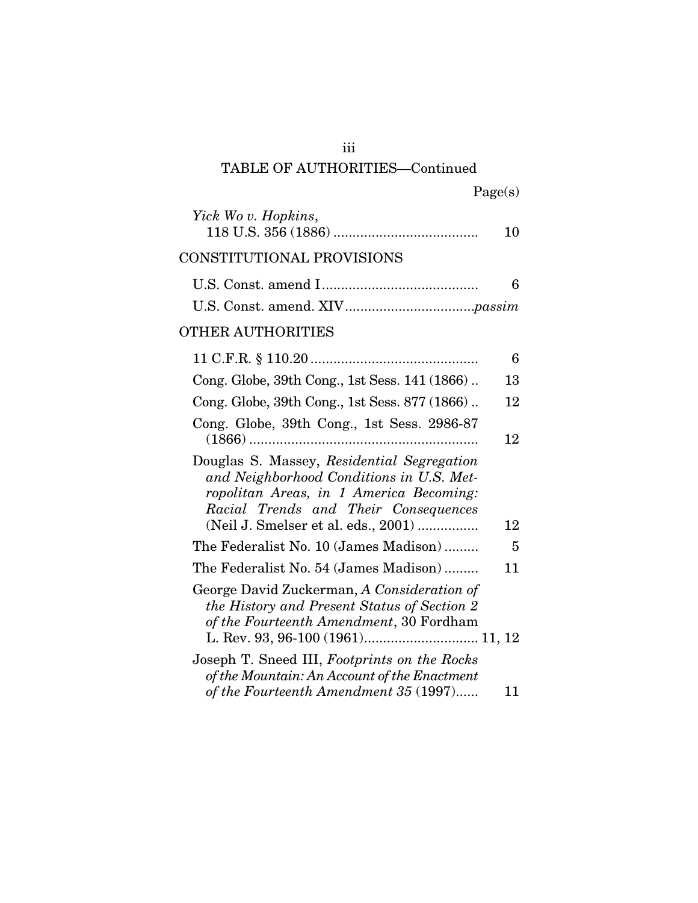## TABLE OF AUTHORITIES—Continued

| | Page(s) |
|---|---|
| *Yick Wo v. Hopkins*, 118 U.S. 356 (1886) | 10 |

### CONSTITUTIONAL PROVISIONS

| | |
|---|---|
| U.S. Const. amend I | 6 |
| U.S. Const. amend. XIV | *passim* |

### OTHER AUTHORITIES

| | |
|---|---|
| 11 C.F.R. § 110.20 | 6 |
| Cong. Globe, 39th Cong., 1st Sess. 141 (1866) | 13 |
| Cong. Globe, 39th Cong., 1st Sess. 877 (1866) | 12 |
| Cong. Globe, 39th Cong., 1st Sess. 2986-87 (1866) | 12 |
| Douglas S. Massey, *Residential Segregation and Neighborhood Conditions in U.S. Metropolitan Areas, in 1 America Becoming: Racial Trends and Their Consequences* (Neil J. Smelser et al. eds., 2001) | 12 |
| The Federalist No. 10 (James Madison) | 5 |
| The Federalist No. 54 (James Madison) | 11 |
| George David Zuckerman, *A Consideration of the History and Present Status of Section 2 of the Fourteenth Amendment*, 30 Fordham L. Rev. 93, 96-100 (1961) | 11, 12 |
| Joseph T. Sneed III, *Footprints on the Rocks of the Mountain: An Account of the Enactment of the Fourteenth Amendment 35* (1997) | 11 |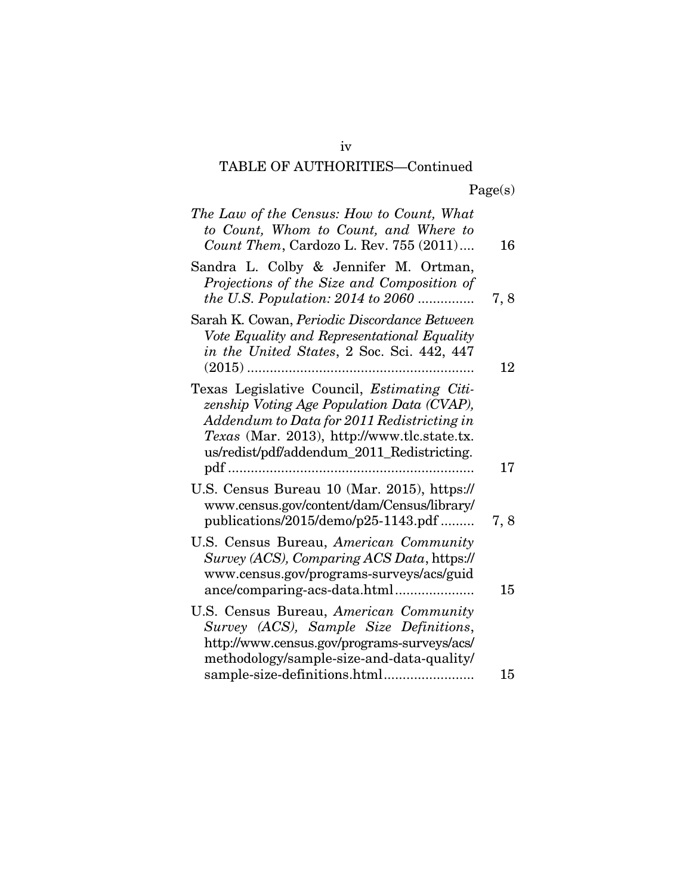TABLE OF AUTHORITIES—Continued

| | Page(s) |
|---|---|
| *The Law of the Census: How to Count, What to Count, Whom to Count, and Where to Count Them*, Cardozo L. Rev. 755 (2011).... | 16 |
| Sandra L. Colby & Jennifer M. Ortman, *Projections of the Size and Composition of the U.S. Population: 2014 to 2060* .............. | 7, 8 |
| Sarah K. Cowan, *Periodic Discordance Between Vote Equality and Representational Equality in the United States*, 2 Soc. Sci. 442, 447 (2015) .......................................................... | 12 |
| Texas Legislative Council, *Estimating Citizenship Voting Age Population Data (CVAP), Addendum to Data for 2011 Redistricting in Texas* (Mar. 2013), http://www.tlc.state.tx.us/redist/pdf/addendum_2011_Redistricting.pdf ................................................................ | 17 |
| U.S. Census Bureau 10 (Mar. 2015), https://www.census.gov/content/dam/Census/library/publications/2015/demo/p25-1143.pdf ......... | 7, 8 |
| U.S. Census Bureau, *American Community Survey (ACS), Comparing ACS Data*, https://www.census.gov/programs-surveys/acs/guidance/comparing-acs-data.html.................... | 15 |
| U.S. Census Bureau, *American Community Survey (ACS), Sample Size Definitions*, http://www.census.gov/programs-surveys/acs/methodology/sample-size-and-data-quality/sample-size-definitions.html....................... | 15 |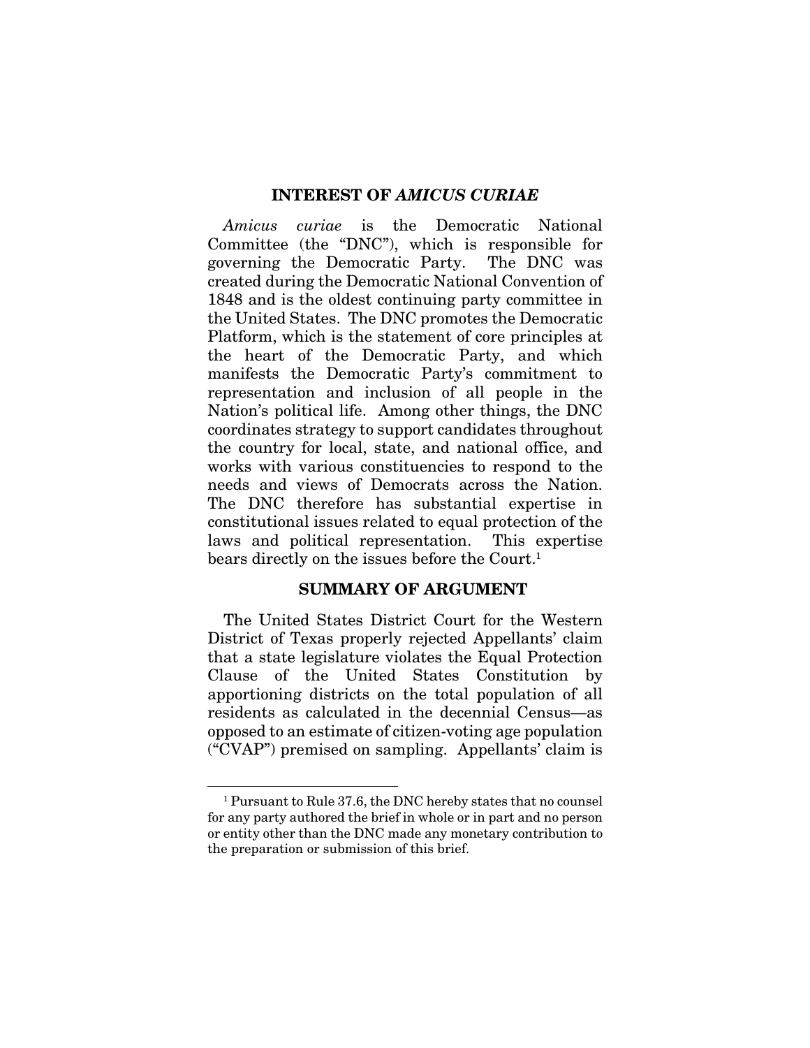## INTEREST OF *AMICUS CURIAE*

*Amicus curiae* is the Democratic National Committee (the "DNC"), which is responsible for governing the Democratic Party. The DNC was created during the Democratic National Convention of 1848 and is the oldest continuing party committee in the United States. The DNC promotes the Democratic Platform, which is the statement of core principles at the heart of the Democratic Party, and which manifests the Democratic Party's commitment to representation and inclusion of all people in the Nation's political life. Among other things, the DNC coordinates strategy to support candidates throughout the country for local, state, and national office, and works with various constituencies to respond to the needs and views of Democrats across the Nation. The DNC therefore has substantial expertise in constitutional issues related to equal protection of the laws and political representation. This expertise bears directly on the issues before the Court.[1]

## SUMMARY OF ARGUMENT

The United States District Court for the Western District of Texas properly rejected Appellants' claim that a state legislature violates the Equal Protection Clause of the United States Constitution by apportioning districts on the total population of all residents as calculated in the decennial Census—as opposed to an estimate of citizen-voting age population ("CVAP") premised on sampling. Appellants' claim is

---

[1] Pursuant to Rule 37.6, the DNC hereby states that no counsel for any party authored the brief in whole or in part and no person or entity other than the DNC made any monetary contribution to the preparation or submission of this brief.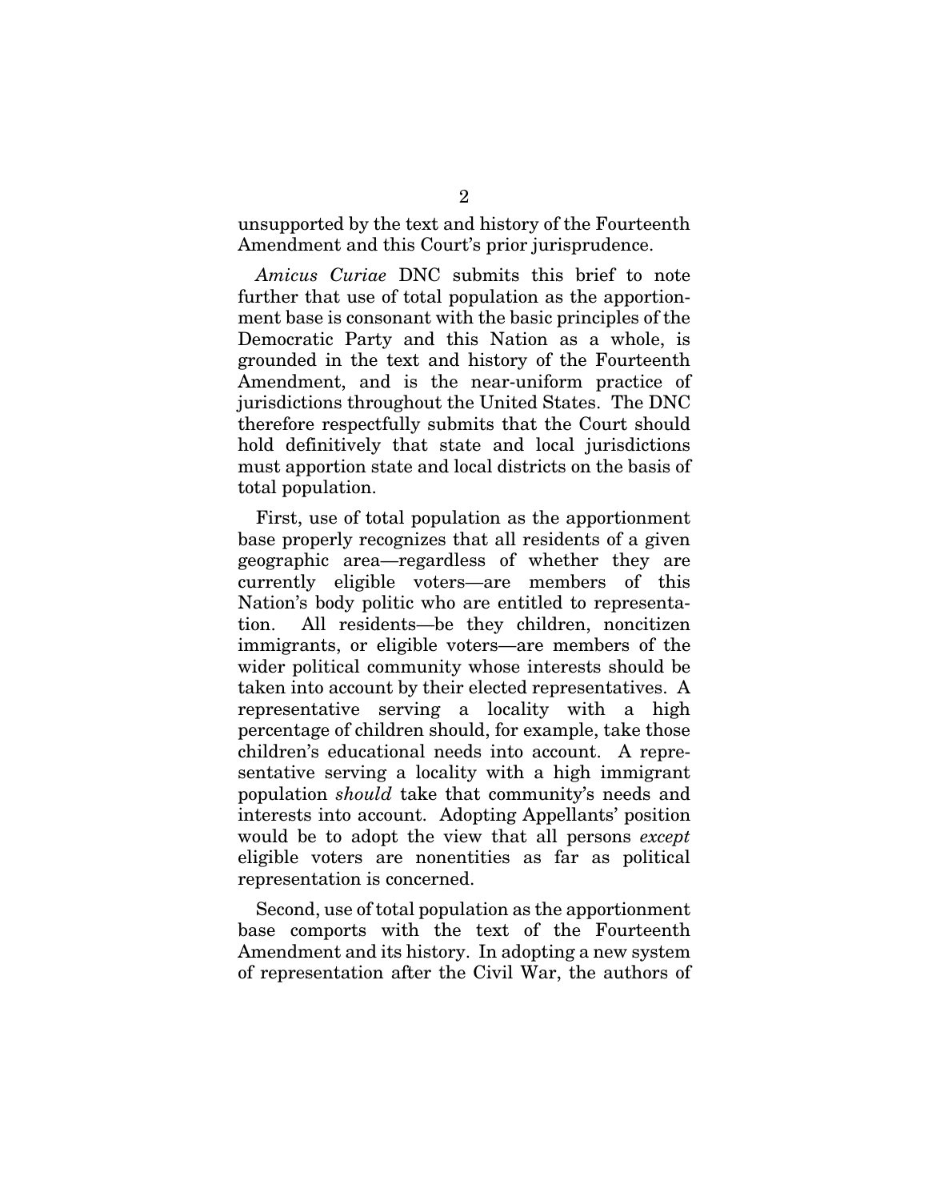unsupported by the text and history of the Fourteenth Amendment and this Court's prior jurisprudence.

*Amicus Curiae* DNC submits this brief to note further that use of total population as the apportionment base is consonant with the basic principles of the Democratic Party and this Nation as a whole, is grounded in the text and history of the Fourteenth Amendment, and is the near-uniform practice of jurisdictions throughout the United States. The DNC therefore respectfully submits that the Court should hold definitively that state and local jurisdictions must apportion state and local districts on the basis of total population.

First, use of total population as the apportionment base properly recognizes that all residents of a given geographic area—regardless of whether they are currently eligible voters—are members of this Nation's body politic who are entitled to representation. All residents—be they children, noncitizen immigrants, or eligible voters—are members of the wider political community whose interests should be taken into account by their elected representatives. A representative serving a locality with a high percentage of children should, for example, take those children's educational needs into account. A representative serving a locality with a high immigrant population *should* take that community's needs and interests into account. Adopting Appellants' position would be to adopt the view that all persons *except* eligible voters are nonentities as far as political representation is concerned.

Second, use of total population as the apportionment base comports with the text of the Fourteenth Amendment and its history. In adopting a new system of representation after the Civil War, the authors of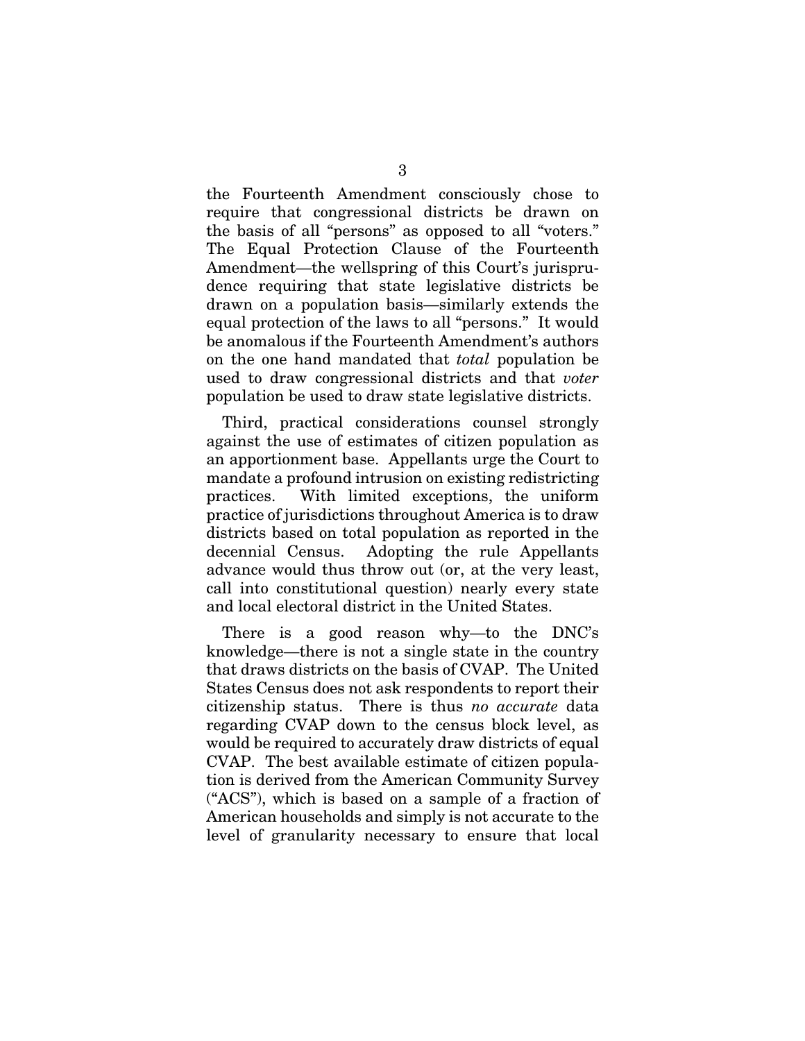the Fourteenth Amendment consciously chose to require that congressional districts be drawn on the basis of all "persons" as opposed to all "voters." The Equal Protection Clause of the Fourteenth Amendment—the wellspring of this Court's jurisprudence requiring that state legislative districts be drawn on a population basis—similarly extends the equal protection of the laws to all "persons." It would be anomalous if the Fourteenth Amendment's authors on the one hand mandated that *total* population be used to draw congressional districts and that *voter* population be used to draw state legislative districts.

Third, practical considerations counsel strongly against the use of estimates of citizen population as an apportionment base. Appellants urge the Court to mandate a profound intrusion on existing redistricting practices. With limited exceptions, the uniform practice of jurisdictions throughout America is to draw districts based on total population as reported in the decennial Census. Adopting the rule Appellants advance would thus throw out (or, at the very least, call into constitutional question) nearly every state and local electoral district in the United States.

There is a good reason why—to the DNC's knowledge—there is not a single state in the country that draws districts on the basis of CVAP. The United States Census does not ask respondents to report their citizenship status. There is thus *no accurate* data regarding CVAP down to the census block level, as would be required to accurately draw districts of equal CVAP. The best available estimate of citizen population is derived from the American Community Survey ("ACS"), which is based on a sample of a fraction of American households and simply is not accurate to the level of granularity necessary to ensure that local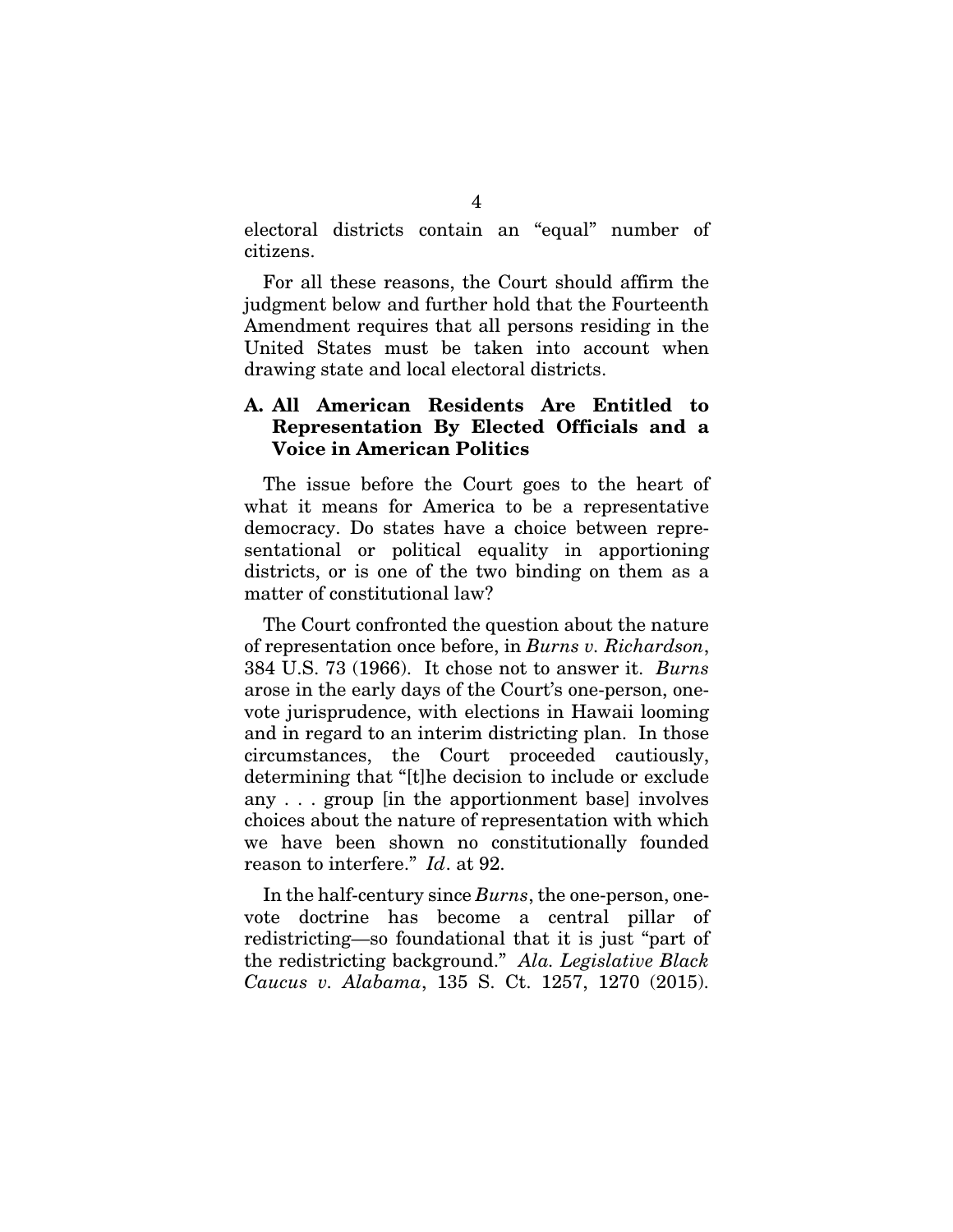electoral districts contain an "equal" number of citizens.

For all these reasons, the Court should affirm the judgment below and further hold that the Fourteenth Amendment requires that all persons residing in the United States must be taken into account when drawing state and local electoral districts.

### A. All American Residents Are Entitled to Representation By Elected Officials and a Voice in American Politics

The issue before the Court goes to the heart of what it means for America to be a representative democracy. Do states have a choice between representational or political equality in apportioning districts, or is one of the two binding on them as a matter of constitutional law?

The Court confronted the question about the nature of representation once before, in *Burns v. Richardson*, 384 U.S. 73 (1966). It chose not to answer it. *Burns* arose in the early days of the Court's one-person, one-vote jurisprudence, with elections in Hawaii looming and in regard to an interim districting plan. In those circumstances, the Court proceeded cautiously, determining that "[t]he decision to include or exclude any . . . group [in the apportionment base] involves choices about the nature of representation with which we have been shown no constitutionally founded reason to interfere." *Id*. at 92.

In the half-century since *Burns*, the one-person, one-vote doctrine has become a central pillar of redistricting—so foundational that it is just "part of the redistricting background." *Ala. Legislative Black Caucus v. Alabama*, 135 S. Ct. 1257, 1270 (2015).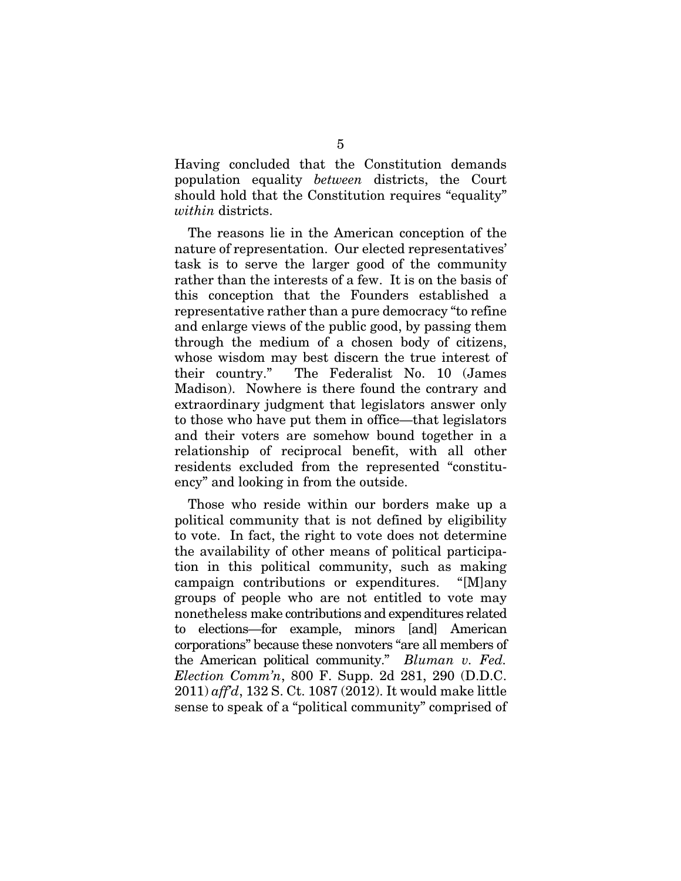Having concluded that the Constitution demands population equality *between* districts, the Court should hold that the Constitution requires "equality" *within* districts.

The reasons lie in the American conception of the nature of representation. Our elected representatives' task is to serve the larger good of the community rather than the interests of a few. It is on the basis of this conception that the Founders established a representative rather than a pure democracy "to refine and enlarge views of the public good, by passing them through the medium of a chosen body of citizens, whose wisdom may best discern the true interest of their country." The Federalist No. 10 (James Madison). Nowhere is there found the contrary and extraordinary judgment that legislators answer only to those who have put them in office—that legislators and their voters are somehow bound together in a relationship of reciprocal benefit, with all other residents excluded from the represented "constituency" and looking in from the outside.

Those who reside within our borders make up a political community that is not defined by eligibility to vote. In fact, the right to vote does not determine the availability of other means of political participation in this political community, such as making campaign contributions or expenditures. "[M]any groups of people who are not entitled to vote may nonetheless make contributions and expenditures related to elections—for example, minors [and] American corporations" because these nonvoters "are all members of the American political community." *Bluman v. Fed. Election Comm'n*, 800 F. Supp. 2d 281, 290 (D.D.C. 2011) *aff'd*, 132 S. Ct. 1087 (2012). It would make little sense to speak of a "political community" comprised of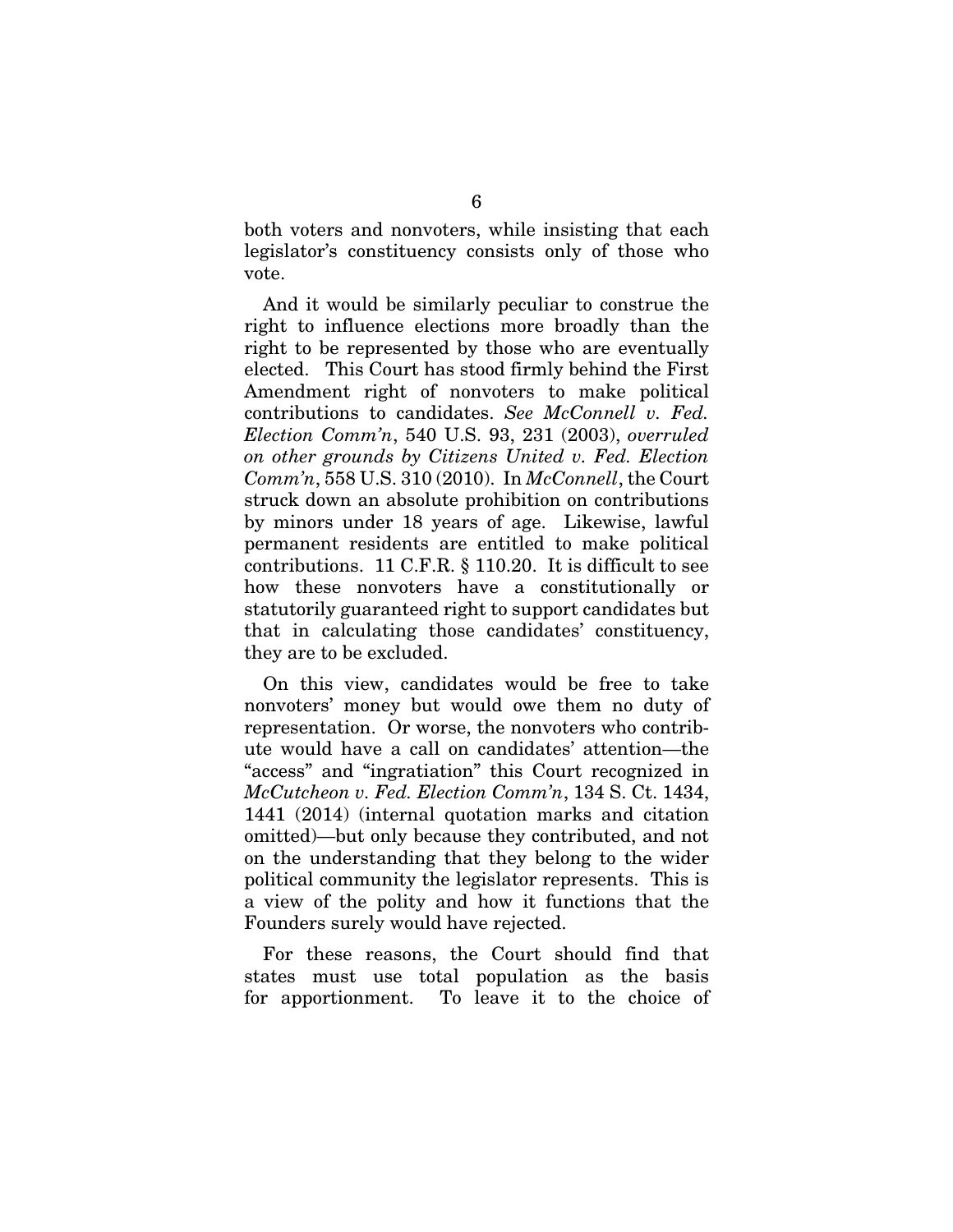both voters and nonvoters, while insisting that each legislator's constituency consists only of those who vote.

And it would be similarly peculiar to construe the right to influence elections more broadly than the right to be represented by those who are eventually elected. This Court has stood firmly behind the First Amendment right of nonvoters to make political contributions to candidates. *See McConnell v. Fed. Election Comm'n*, 540 U.S. 93, 231 (2003), *overruled on other grounds by Citizens United v. Fed. Election Comm'n*, 558 U.S. 310 (2010). In *McConnell*, the Court struck down an absolute prohibition on contributions by minors under 18 years of age. Likewise, lawful permanent residents are entitled to make political contributions. 11 C.F.R. § 110.20. It is difficult to see how these nonvoters have a constitutionally or statutorily guaranteed right to support candidates but that in calculating those candidates' constituency, they are to be excluded.

On this view, candidates would be free to take nonvoters' money but would owe them no duty of representation. Or worse, the nonvoters who contribute would have a call on candidates' attention—the "access" and "ingratiation" this Court recognized in *McCutcheon v. Fed. Election Comm'n*, 134 S. Ct. 1434, 1441 (2014) (internal quotation marks and citation omitted)—but only because they contributed, and not on the understanding that they belong to the wider political community the legislator represents. This is a view of the polity and how it functions that the Founders surely would have rejected.

For these reasons, the Court should find that states must use total population as the basis for apportionment. To leave it to the choice of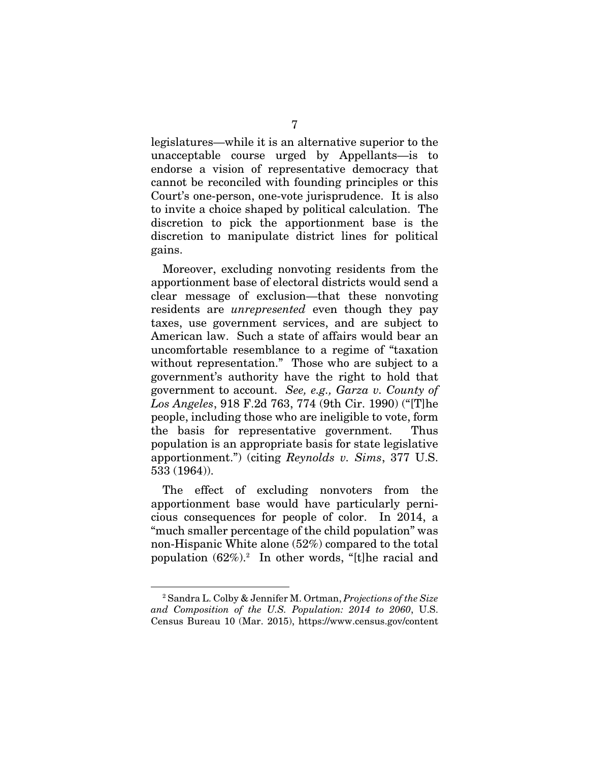legislatures—while it is an alternative superior to the unacceptable course urged by Appellants—is to endorse a vision of representative democracy that cannot be reconciled with founding principles or this Court's one-person, one-vote jurisprudence. It is also to invite a choice shaped by political calculation. The discretion to pick the apportionment base is the discretion to manipulate district lines for political gains.

Moreover, excluding nonvoting residents from the apportionment base of electoral districts would send a clear message of exclusion—that these nonvoting residents are *unrepresented* even though they pay taxes, use government services, and are subject to American law. Such a state of affairs would bear an uncomfortable resemblance to a regime of "taxation without representation." Those who are subject to a government's authority have the right to hold that government to account. *See, e.g., Garza v. County of Los Angeles*, 918 F.2d 763, 774 (9th Cir. 1990) ("[T]he people, including those who are ineligible to vote, form the basis for representative government. Thus population is an appropriate basis for state legislative apportionment.") (citing *Reynolds v. Sims*, 377 U.S. 533 (1964)).

The effect of excluding nonvoters from the apportionment base would have particularly pernicious consequences for people of color. In 2014, a "much smaller percentage of the child population" was non-Hispanic White alone (52%) compared to the total population (62%).[2] In other words, "[t]he racial and

---

[2] Sandra L. Colby & Jennifer M. Ortman, *Projections of the Size and Composition of the U.S. Population: 2014 to 2060*, U.S. Census Bureau 10 (Mar. 2015), https://www.census.gov/content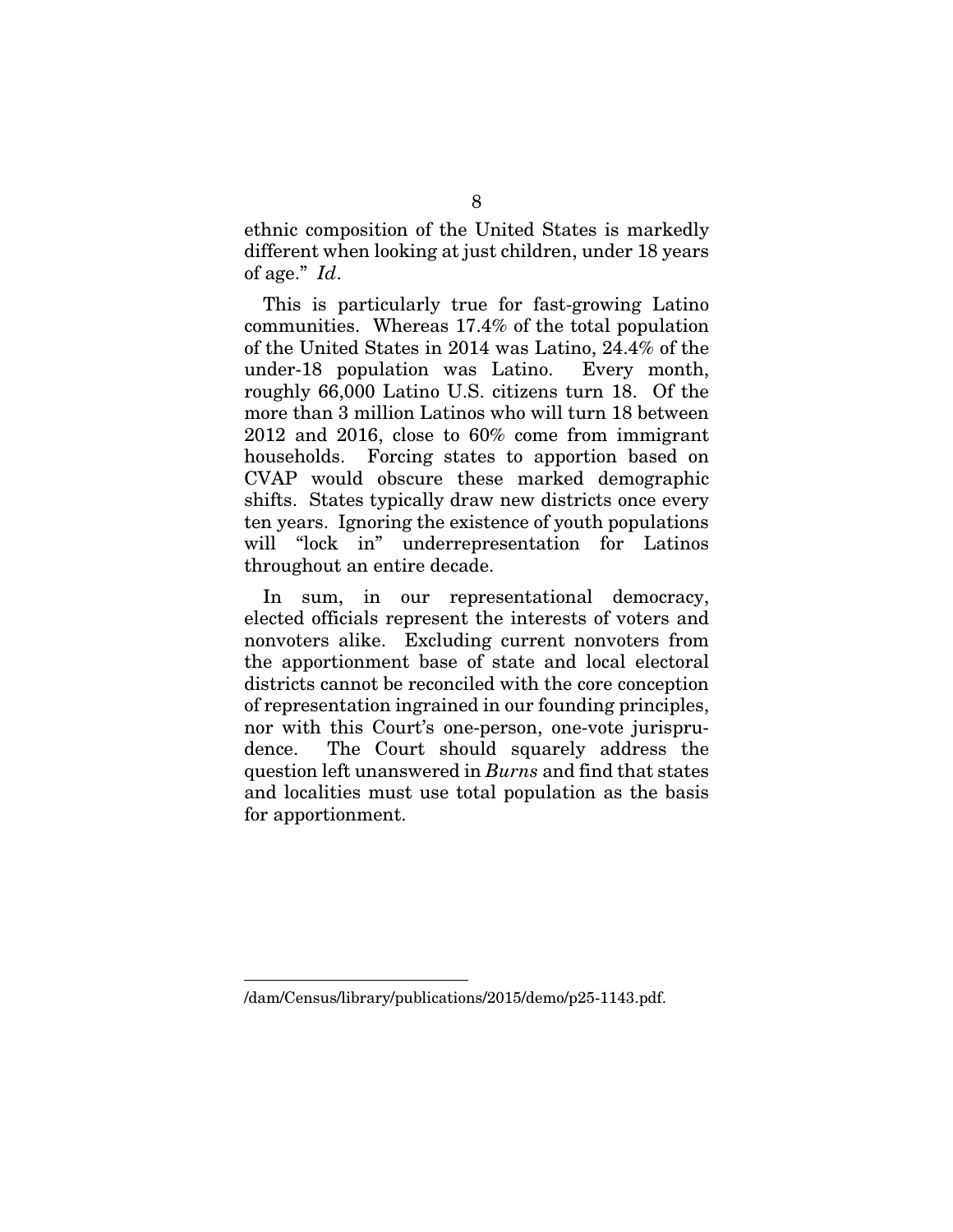ethnic composition of the United States is markedly different when looking at just children, under 18 years of age." *Id*.

This is particularly true for fast-growing Latino communities. Whereas 17.4% of the total population of the United States in 2014 was Latino, 24.4% of the under-18 population was Latino. Every month, roughly 66,000 Latino U.S. citizens turn 18. Of the more than 3 million Latinos who will turn 18 between 2012 and 2016, close to 60% come from immigrant households. Forcing states to apportion based on CVAP would obscure these marked demographic shifts. States typically draw new districts once every ten years. Ignoring the existence of youth populations will "lock in" underrepresentation for Latinos throughout an entire decade.

In sum, in our representational democracy, elected officials represent the interests of voters and nonvoters alike. Excluding current nonvoters from the apportionment base of state and local electoral districts cannot be reconciled with the core conception of representation ingrained in our founding principles, nor with this Court's one-person, one-vote jurisprudence. The Court should squarely address the question left unanswered in *Burns* and find that states and localities must use total population as the basis for apportionment.

---

/dam/Census/library/publications/2015/demo/p25-1143.pdf.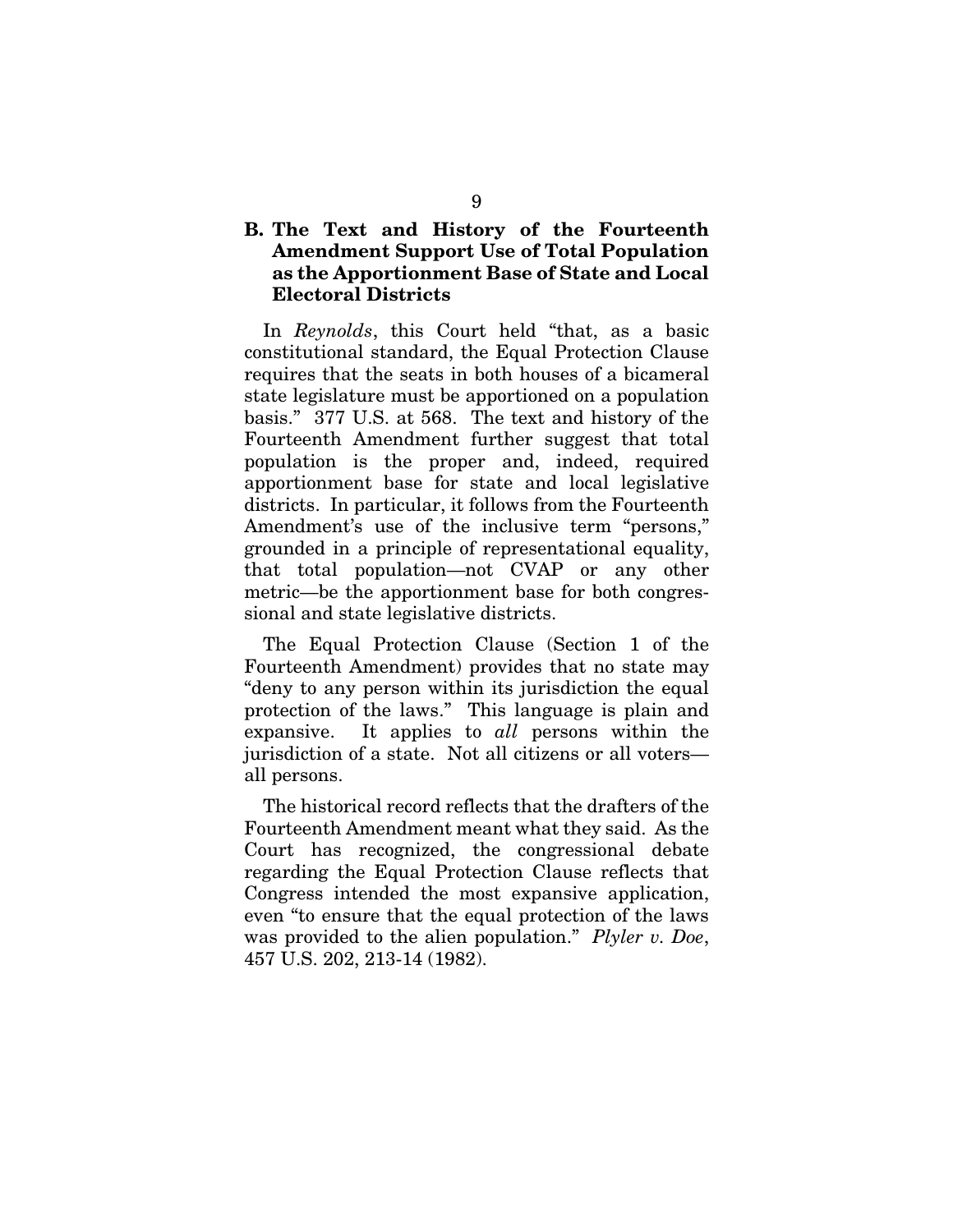### B. The Text and History of the Fourteenth Amendment Support Use of Total Population as the Apportionment Base of State and Local Electoral Districts

In *Reynolds*, this Court held "that, as a basic constitutional standard, the Equal Protection Clause requires that the seats in both houses of a bicameral state legislature must be apportioned on a population basis." 377 U.S. at 568. The text and history of the Fourteenth Amendment further suggest that total population is the proper and, indeed, required apportionment base for state and local legislative districts. In particular, it follows from the Fourteenth Amendment's use of the inclusive term "persons," grounded in a principle of representational equality, that total population—not CVAP or any other metric—be the apportionment base for both congressional and state legislative districts.

The Equal Protection Clause (Section 1 of the Fourteenth Amendment) provides that no state may "deny to any person within its jurisdiction the equal protection of the laws." This language is plain and expansive. It applies to *all* persons within the jurisdiction of a state. Not all citizens or all voters—all persons.

The historical record reflects that the drafters of the Fourteenth Amendment meant what they said. As the Court has recognized, the congressional debate regarding the Equal Protection Clause reflects that Congress intended the most expansive application, even "to ensure that the equal protection of the laws was provided to the alien population." *Plyler v. Doe*, 457 U.S. 202, 213-14 (1982).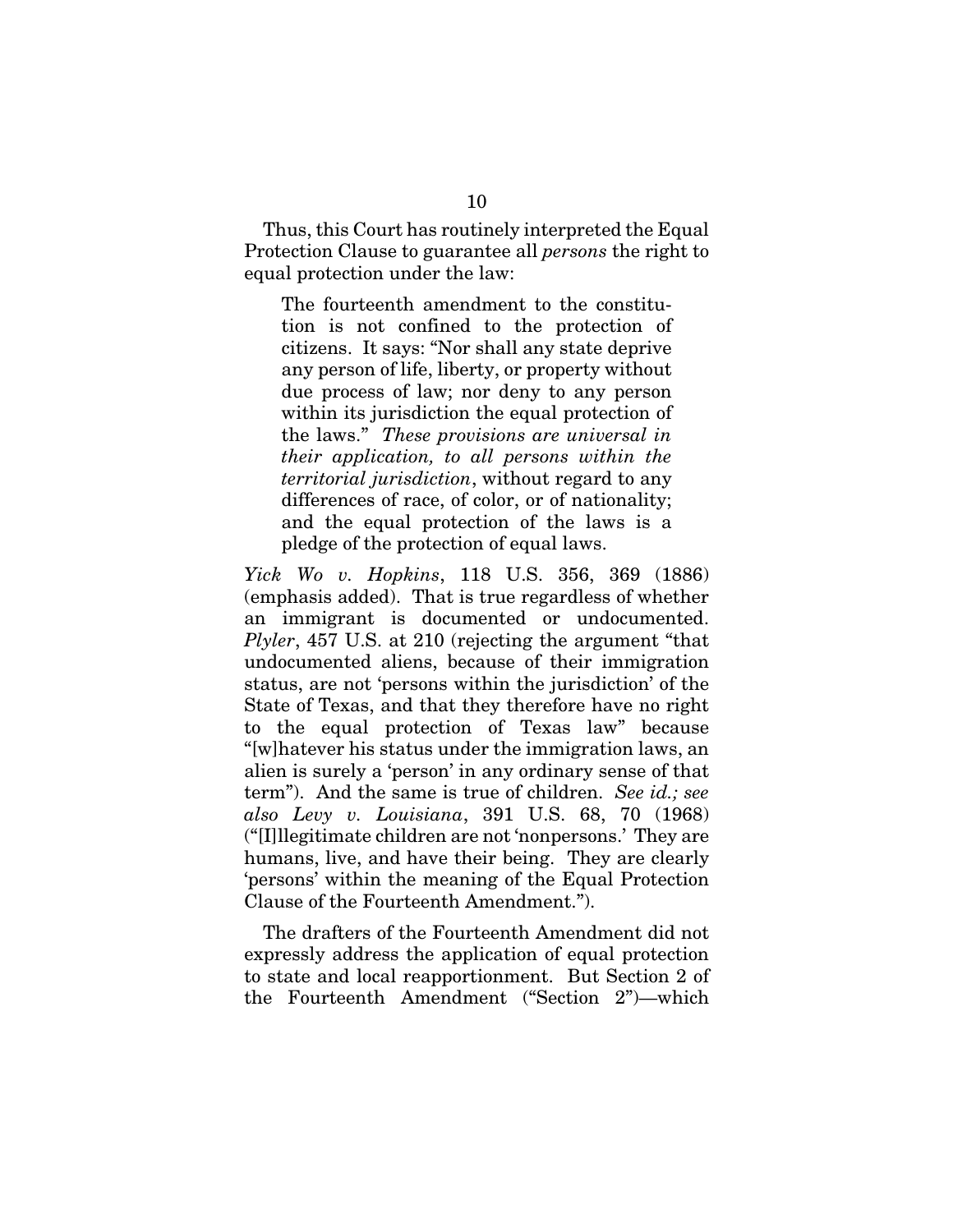Thus, this Court has routinely interpreted the Equal Protection Clause to guarantee all *persons* the right to equal protection under the law:

> The fourteenth amendment to the constitution is not confined to the protection of citizens. It says: "Nor shall any state deprive any person of life, liberty, or property without due process of law; nor deny to any person within its jurisdiction the equal protection of the laws." *These provisions are universal in their application, to all persons within the territorial jurisdiction*, without regard to any differences of race, of color, or of nationality; and the equal protection of the laws is a pledge of the protection of equal laws.

*Yick Wo v. Hopkins*, 118 U.S. 356, 369 (1886) (emphasis added). That is true regardless of whether an immigrant is documented or undocumented. *Plyler*, 457 U.S. at 210 (rejecting the argument "that undocumented aliens, because of their immigration status, are not 'persons within the jurisdiction' of the State of Texas, and that they therefore have no right to the equal protection of Texas law" because "[w]hatever his status under the immigration laws, an alien is surely a 'person' in any ordinary sense of that term"). And the same is true of children. *See id.; see also Levy v. Louisiana*, 391 U.S. 68, 70 (1968) ("[I]llegitimate children are not 'nonpersons.' They are humans, live, and have their being. They are clearly 'persons' within the meaning of the Equal Protection Clause of the Fourteenth Amendment.").

The drafters of the Fourteenth Amendment did not expressly address the application of equal protection to state and local reapportionment. But Section 2 of the Fourteenth Amendment ("Section 2")—which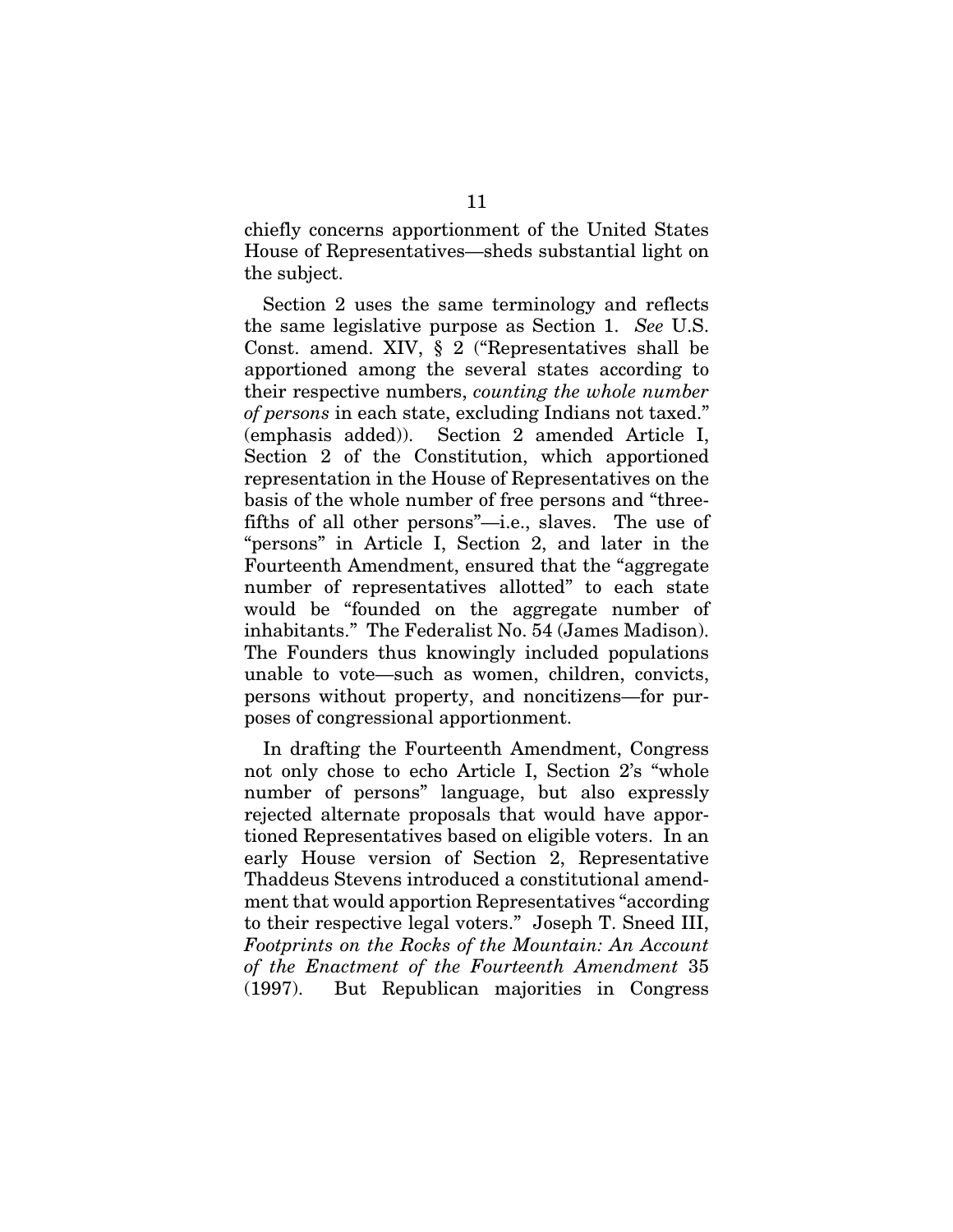chiefly concerns apportionment of the United States House of Representatives—sheds substantial light on the subject.

Section 2 uses the same terminology and reflects the same legislative purpose as Section 1. *See* U.S. Const. amend. XIV, § 2 ("Representatives shall be apportioned among the several states according to their respective numbers, *counting the whole number of persons* in each state, excluding Indians not taxed." (emphasis added)). Section 2 amended Article I, Section 2 of the Constitution, which apportioned representation in the House of Representatives on the basis of the whole number of free persons and "three-fifths of all other persons"—i.e., slaves. The use of "persons" in Article I, Section 2, and later in the Fourteenth Amendment, ensured that the "aggregate number of representatives allotted" to each state would be "founded on the aggregate number of inhabitants." The Federalist No. 54 (James Madison). The Founders thus knowingly included populations unable to vote—such as women, children, convicts, persons without property, and noncitizens—for purposes of congressional apportionment.

In drafting the Fourteenth Amendment, Congress not only chose to echo Article I, Section 2's "whole number of persons" language, but also expressly rejected alternate proposals that would have apportioned Representatives based on eligible voters. In an early House version of Section 2, Representative Thaddeus Stevens introduced a constitutional amendment that would apportion Representatives "according to their respective legal voters." Joseph T. Sneed III, *Footprints on the Rocks of the Mountain: An Account of the Enactment of the Fourteenth Amendment* 35 (1997). But Republican majorities in Congress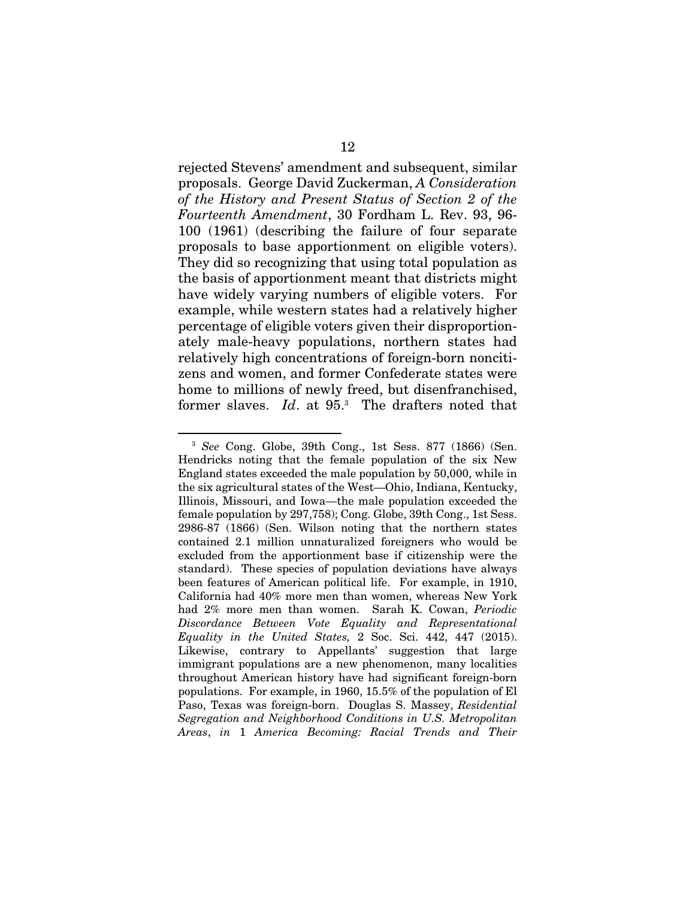rejected Stevens' amendment and subsequent, similar proposals. George David Zuckerman, *A Consideration of the History and Present Status of Section 2 of the Fourteenth Amendment*, 30 Fordham L. Rev. 93, 96-100 (1961) (describing the failure of four separate proposals to base apportionment on eligible voters). They did so recognizing that using total population as the basis of apportionment meant that districts might have widely varying numbers of eligible voters. For example, while western states had a relatively higher percentage of eligible voters given their disproportionately male-heavy populations, northern states had relatively high concentrations of foreign-born noncitizens and women, and former Confederate states were home to millions of newly freed, but disenfranchised, former slaves. *Id*. at 95.[3] The drafters noted that

---

[3] *See* Cong. Globe, 39th Cong., 1st Sess. 877 (1866) (Sen. Hendricks noting that the female population of the six New England states exceeded the male population by 50,000, while in the six agricultural states of the West—Ohio, Indiana, Kentucky, Illinois, Missouri, and Iowa—the male population exceeded the female population by 297,758); Cong. Globe, 39th Cong., 1st Sess. 2986-87 (1866) (Sen. Wilson noting that the northern states contained 2.1 million unnaturalized foreigners who would be excluded from the apportionment base if citizenship were the standard). These species of population deviations have always been features of American political life. For example, in 1910, California had 40% more men than women, whereas New York had 2% more men than women. Sarah K. Cowan, *Periodic Discordance Between Vote Equality and Representational Equality in the United States,* 2 Soc. Sci. 442, 447 (2015). Likewise, contrary to Appellants' suggestion that large immigrant populations are a new phenomenon, many localities throughout American history have had significant foreign-born populations. For example, in 1960, 15.5% of the population of El Paso, Texas was foreign-born. Douglas S. Massey, *Residential Segregation and Neighborhood Conditions in U.S. Metropolitan Areas*, *in* 1 *America Becoming: Racial Trends and Their*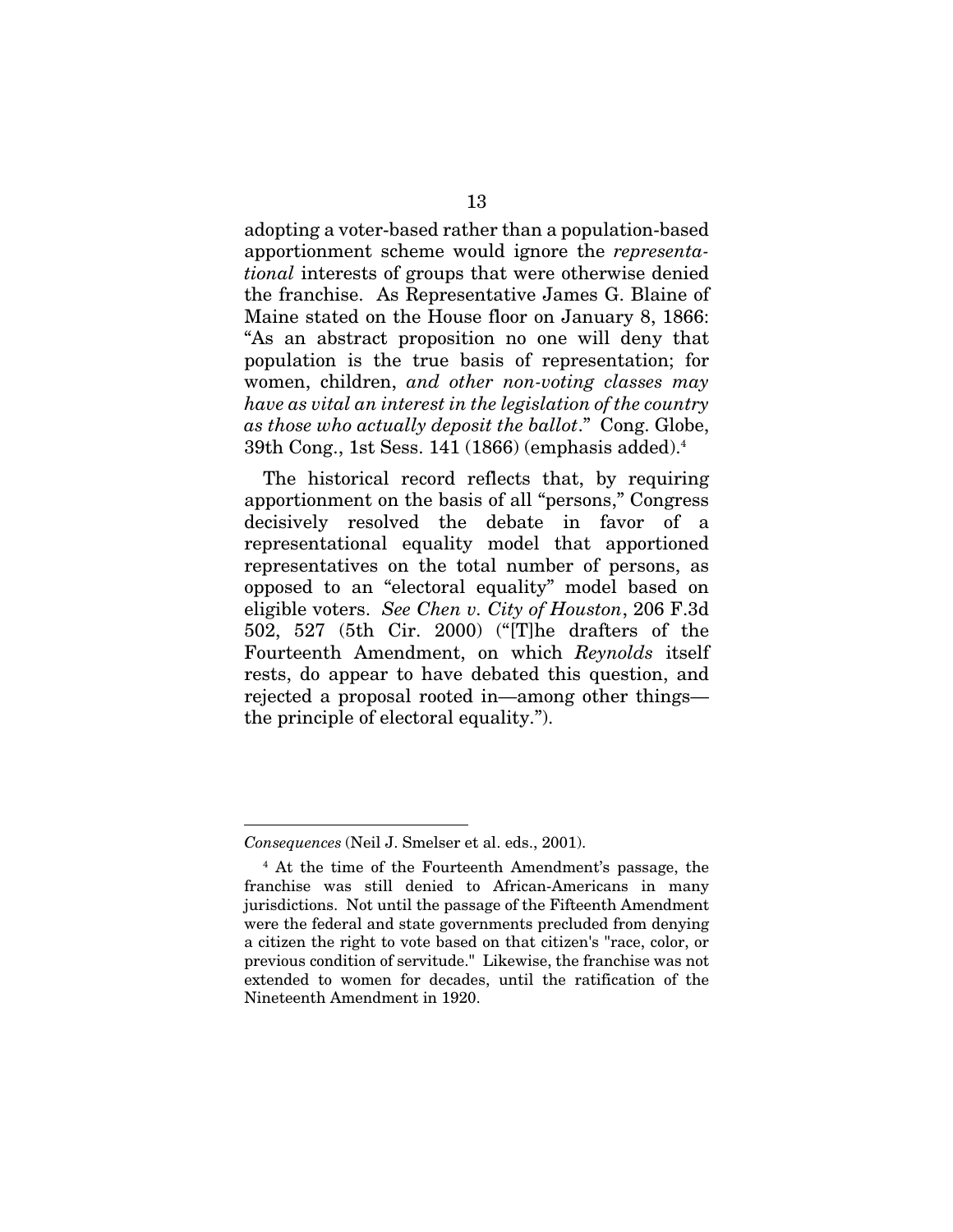adopting a voter-based rather than a population-based apportionment scheme would ignore the *representational* interests of groups that were otherwise denied the franchise. As Representative James G. Blaine of Maine stated on the House floor on January 8, 1866: "As an abstract proposition no one will deny that population is the true basis of representation; for women, children, *and other non-voting classes may have as vital an interest in the legislation of the country as those who actually deposit the ballot*." Cong. Globe, 39th Cong., 1st Sess. 141 (1866) (emphasis added).[4]

The historical record reflects that, by requiring apportionment on the basis of all "persons," Congress decisively resolved the debate in favor of a representational equality model that apportioned representatives on the total number of persons, as opposed to an "electoral equality" model based on eligible voters. *See Chen v. City of Houston*, 206 F.3d 502, 527 (5th Cir. 2000) ("[T]he drafters of the Fourteenth Amendment, on which *Reynolds* itself rests, do appear to have debated this question, and rejected a proposal rooted in—among other things—the principle of electoral equality.").

---

*Consequences* (Neil J. Smelser et al. eds., 2001).

[4] At the time of the Fourteenth Amendment's passage, the franchise was still denied to African-Americans in many jurisdictions. Not until the passage of the Fifteenth Amendment were the federal and state governments precluded from denying a citizen the right to vote based on that citizen's "race, color, or previous condition of servitude." Likewise, the franchise was not extended to women for decades, until the ratification of the Nineteenth Amendment in 1920.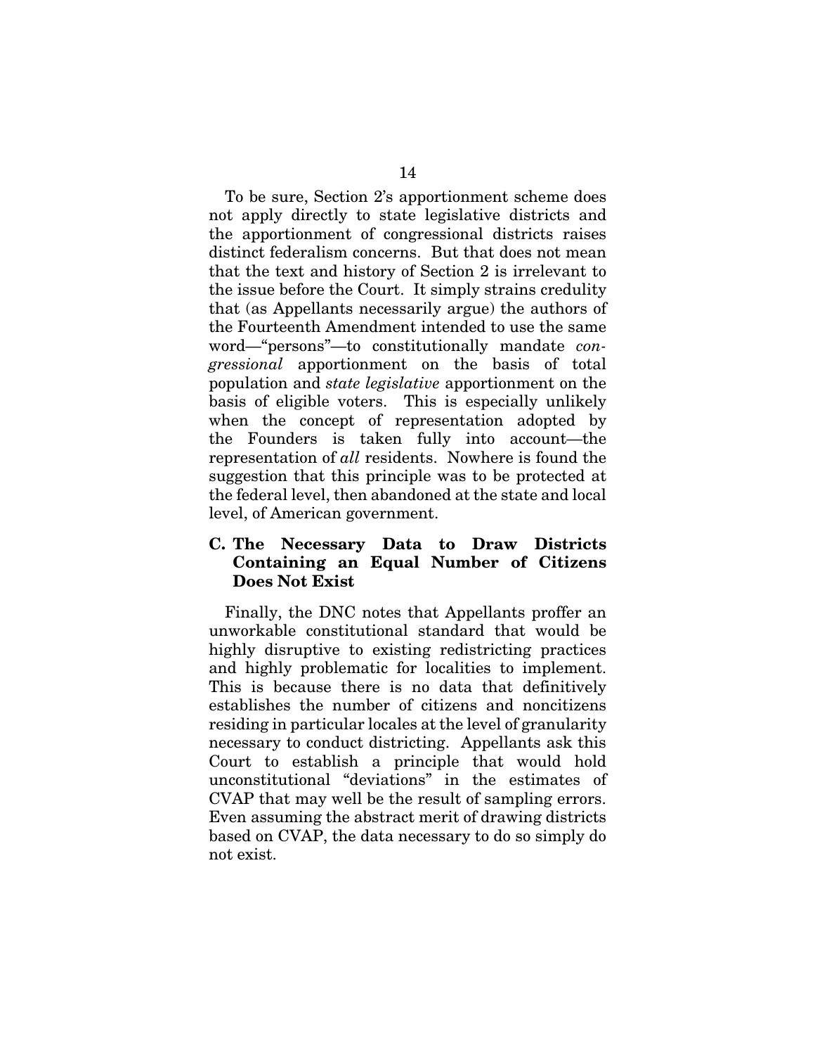To be sure, Section 2's apportionment scheme does not apply directly to state legislative districts and the apportionment of congressional districts raises distinct federalism concerns. But that does not mean that the text and history of Section 2 is irrelevant to the issue before the Court. It simply strains credulity that (as Appellants necessarily argue) the authors of the Fourteenth Amendment intended to use the same word—"persons"—to constitutionally mandate *congressional* apportionment on the basis of total population and *state legislative* apportionment on the basis of eligible voters. This is especially unlikely when the concept of representation adopted by the Founders is taken fully into account—the representation of *all* residents. Nowhere is found the suggestion that this principle was to be protected at the federal level, then abandoned at the state and local level, of American government.

### C. The Necessary Data to Draw Districts Containing an Equal Number of Citizens Does Not Exist

Finally, the DNC notes that Appellants proffer an unworkable constitutional standard that would be highly disruptive to existing redistricting practices and highly problematic for localities to implement. This is because there is no data that definitively establishes the number of citizens and noncitizens residing in particular locales at the level of granularity necessary to conduct districting. Appellants ask this Court to establish a principle that would hold unconstitutional "deviations" in the estimates of CVAP that may well be the result of sampling errors. Even assuming the abstract merit of drawing districts based on CVAP, the data necessary to do so simply do not exist.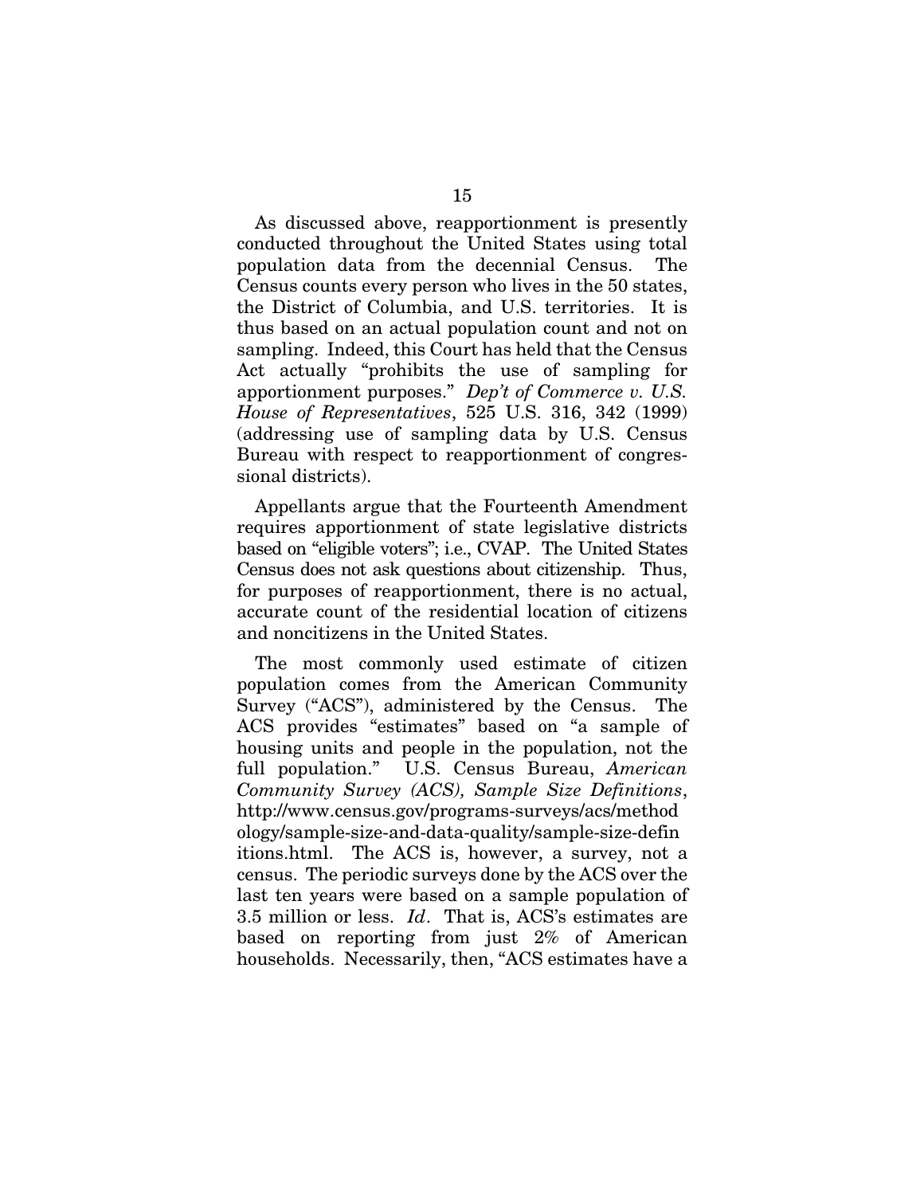As discussed above, reapportionment is presently conducted throughout the United States using total population data from the decennial Census. The Census counts every person who lives in the 50 states, the District of Columbia, and U.S. territories. It is thus based on an actual population count and not on sampling. Indeed, this Court has held that the Census Act actually "prohibits the use of sampling for apportionment purposes." *Dep't of Commerce v. U.S. House of Representatives*, 525 U.S. 316, 342 (1999) (addressing use of sampling data by U.S. Census Bureau with respect to reapportionment of congressional districts).

Appellants argue that the Fourteenth Amendment requires apportionment of state legislative districts based on "eligible voters"; i.e., CVAP. The United States Census does not ask questions about citizenship. Thus, for purposes of reapportionment, there is no actual, accurate count of the residential location of citizens and noncitizens in the United States.

The most commonly used estimate of citizen population comes from the American Community Survey ("ACS"), administered by the Census. The ACS provides "estimates" based on "a sample of housing units and people in the population, not the full population." U.S. Census Bureau, *American Community Survey (ACS), Sample Size Definitions*, http://www.census.gov/programs-surveys/acs/methodology/sample-size-and-data-quality/sample-size-definitions.html. The ACS is, however, a survey, not a census. The periodic surveys done by the ACS over the last ten years were based on a sample population of 3.5 million or less. *Id*. That is, ACS's estimates are based on reporting from just 2% of American households. Necessarily, then, "ACS estimates have a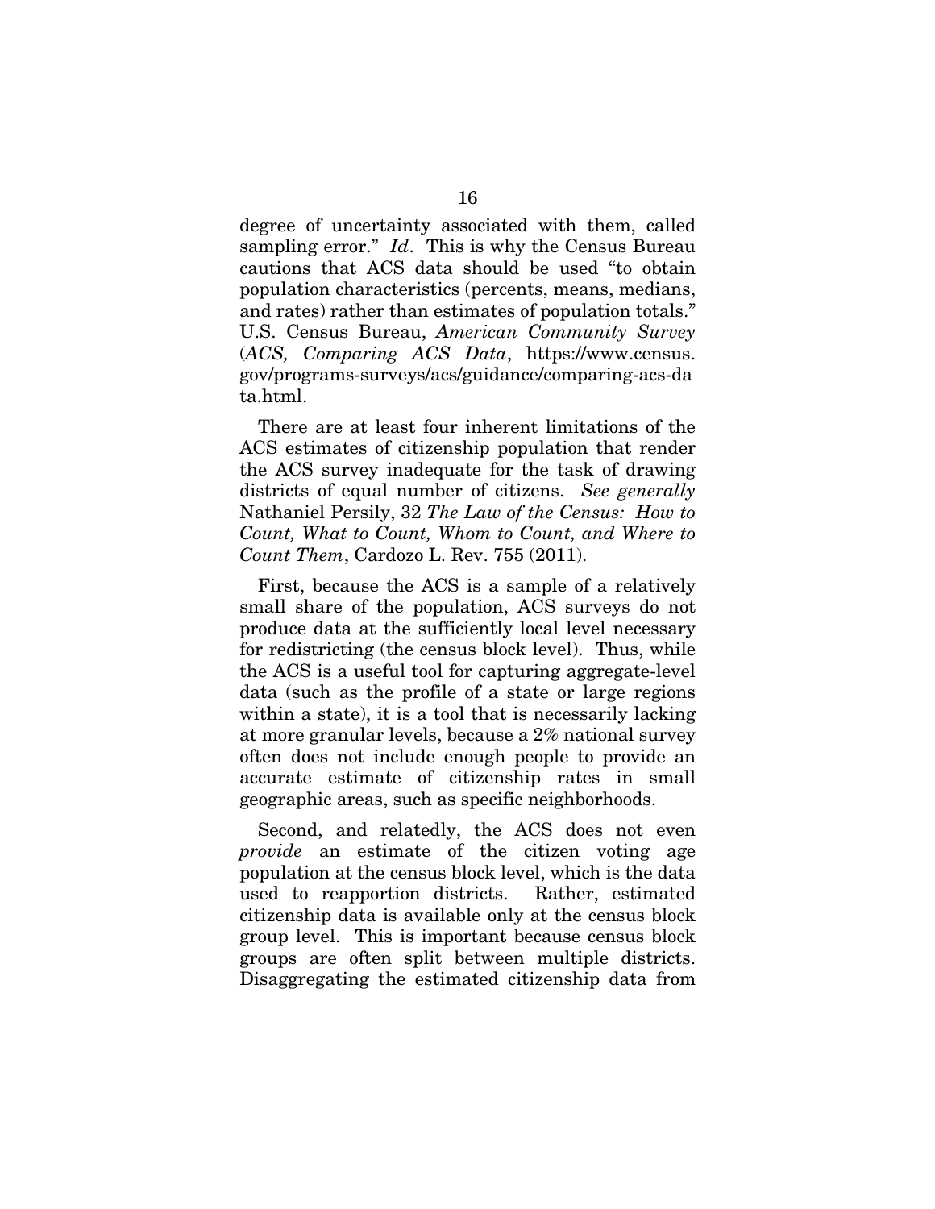degree of uncertainty associated with them, called sampling error." *Id*. This is why the Census Bureau cautions that ACS data should be used "to obtain population characteristics (percents, means, medians, and rates) rather than estimates of population totals." U.S. Census Bureau, *American Community Survey* (*ACS, Comparing ACS Data*, https://www.census.gov/programs-surveys/acs/guidance/comparing-acs-data.html.

There are at least four inherent limitations of the ACS estimates of citizenship population that render the ACS survey inadequate for the task of drawing districts of equal number of citizens. *See generally* Nathaniel Persily, 32 *The Law of the Census: How to Count, What to Count, Whom to Count, and Where to Count Them*, Cardozo L. Rev. 755 (2011).

First, because the ACS is a sample of a relatively small share of the population, ACS surveys do not produce data at the sufficiently local level necessary for redistricting (the census block level). Thus, while the ACS is a useful tool for capturing aggregate-level data (such as the profile of a state or large regions within a state), it is a tool that is necessarily lacking at more granular levels, because a 2% national survey often does not include enough people to provide an accurate estimate of citizenship rates in small geographic areas, such as specific neighborhoods.

Second, and relatedly, the ACS does not even *provide* an estimate of the citizen voting age population at the census block level, which is the data used to reapportion districts. Rather, estimated citizenship data is available only at the census block group level. This is important because census block groups are often split between multiple districts. Disaggregating the estimated citizenship data from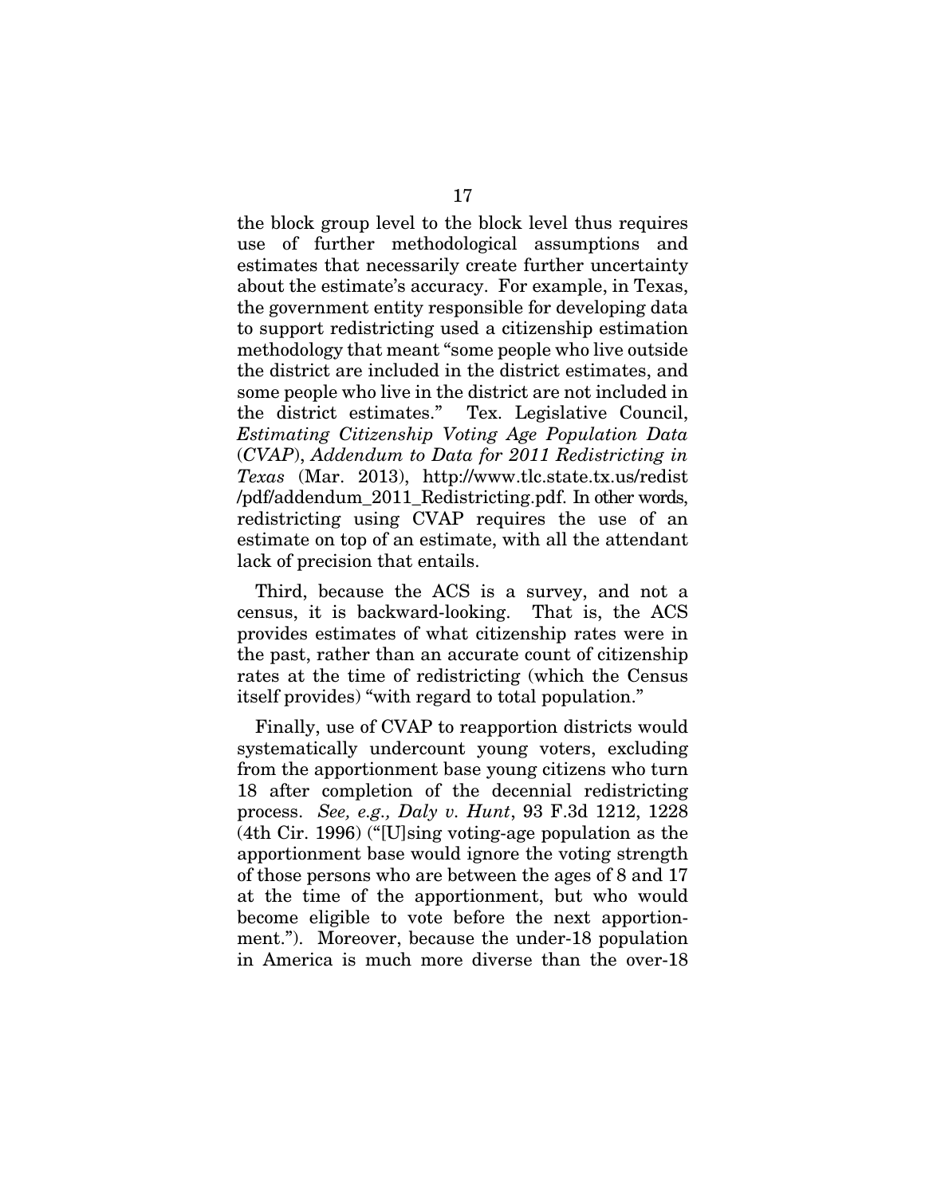the block group level to the block level thus requires use of further methodological assumptions and estimates that necessarily create further uncertainty about the estimate's accuracy. For example, in Texas, the government entity responsible for developing data to support redistricting used a citizenship estimation methodology that meant "some people who live outside the district are included in the district estimates, and some people who live in the district are not included in the district estimates." Tex. Legislative Council, *Estimating Citizenship Voting Age Population Data* (*CVAP*), *Addendum to Data for 2011 Redistricting in Texas* (Mar. 2013), http://www.tlc.state.tx.us/redist/pdf/addendum_2011_Redistricting.pdf. In other words, redistricting using CVAP requires the use of an estimate on top of an estimate, with all the attendant lack of precision that entails.

Third, because the ACS is a survey, and not a census, it is backward-looking. That is, the ACS provides estimates of what citizenship rates were in the past, rather than an accurate count of citizenship rates at the time of redistricting (which the Census itself provides) "with regard to total population."

Finally, use of CVAP to reapportion districts would systematically undercount young voters, excluding from the apportionment base young citizens who turn 18 after completion of the decennial redistricting process. *See, e.g., Daly v. Hunt*, 93 F.3d 1212, 1228 (4th Cir. 1996) ("[U]sing voting-age population as the apportionment base would ignore the voting strength of those persons who are between the ages of 8 and 17 at the time of the apportionment, but who would become eligible to vote before the next apportionment."). Moreover, because the under-18 population in America is much more diverse than the over-18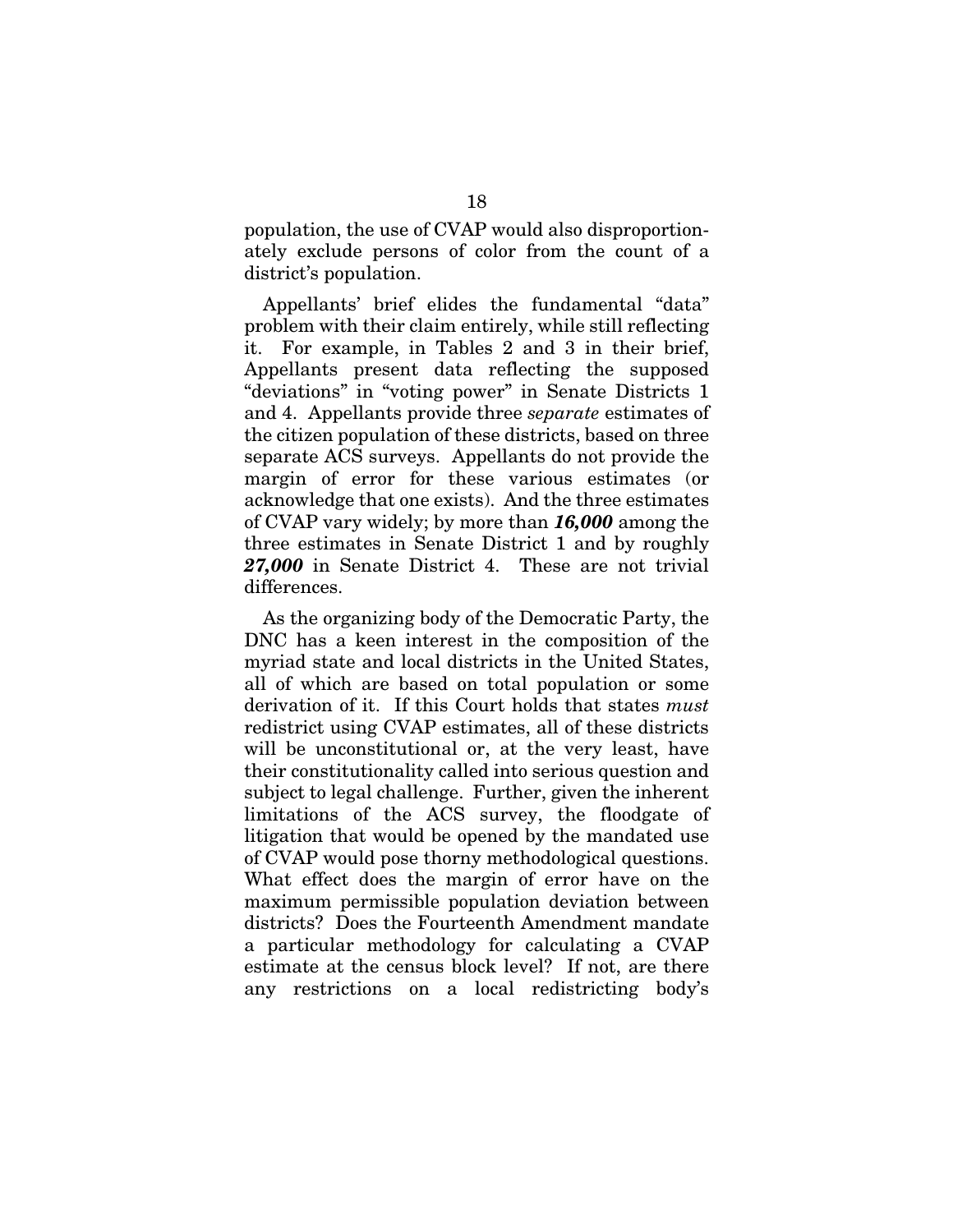population, the use of CVAP would also disproportionately exclude persons of color from the count of a district's population.

Appellants' brief elides the fundamental "data" problem with their claim entirely, while still reflecting it. For example, in Tables 2 and 3 in their brief, Appellants present data reflecting the supposed "deviations" in "voting power" in Senate Districts 1 and 4. Appellants provide three *separate* estimates of the citizen population of these districts, based on three separate ACS surveys. Appellants do not provide the margin of error for these various estimates (or acknowledge that one exists). And the three estimates of CVAP vary widely; by more than ***16,000*** among the three estimates in Senate District 1 and by roughly ***27,000*** in Senate District 4. These are not trivial differences.

As the organizing body of the Democratic Party, the DNC has a keen interest in the composition of the myriad state and local districts in the United States, all of which are based on total population or some derivation of it. If this Court holds that states *must* redistrict using CVAP estimates, all of these districts will be unconstitutional or, at the very least, have their constitutionality called into serious question and subject to legal challenge. Further, given the inherent limitations of the ACS survey, the floodgate of litigation that would be opened by the mandated use of CVAP would pose thorny methodological questions. What effect does the margin of error have on the maximum permissible population deviation between districts? Does the Fourteenth Amendment mandate a particular methodology for calculating a CVAP estimate at the census block level? If not, are there any restrictions on a local redistricting body's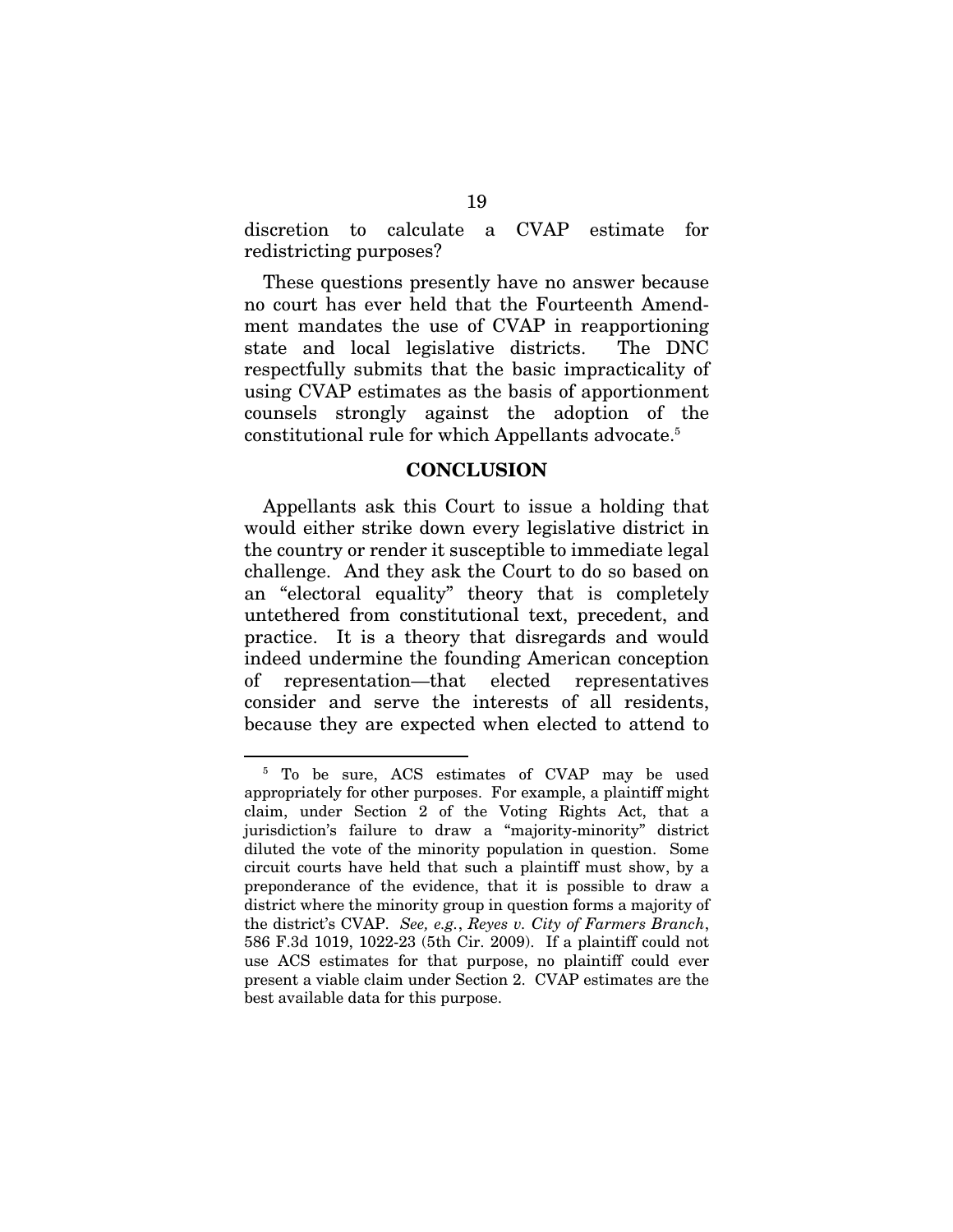discretion to calculate a CVAP estimate for redistricting purposes?

These questions presently have no answer because no court has ever held that the Fourteenth Amendment mandates the use of CVAP in reapportioning state and local legislative districts. The DNC respectfully submits that the basic impracticality of using CVAP estimates as the basis of apportionment counsels strongly against the adoption of the constitutional rule for which Appellants advocate.[5]

## CONCLUSION

Appellants ask this Court to issue a holding that would either strike down every legislative district in the country or render it susceptible to immediate legal challenge. And they ask the Court to do so based on an "electoral equality" theory that is completely untethered from constitutional text, precedent, and practice. It is a theory that disregards and would indeed undermine the founding American conception of representation—that elected representatives consider and serve the interests of all residents, because they are expected when elected to attend to

---

[5] To be sure, ACS estimates of CVAP may be used appropriately for other purposes. For example, a plaintiff might claim, under Section 2 of the Voting Rights Act, that a jurisdiction's failure to draw a "majority-minority" district diluted the vote of the minority population in question. Some circuit courts have held that such a plaintiff must show, by a preponderance of the evidence, that it is possible to draw a district where the minority group in question forms a majority of the district's CVAP. *See, e.g.*, *Reyes v. City of Farmers Branch*, 586 F.3d 1019, 1022-23 (5th Cir. 2009). If a plaintiff could not use ACS estimates for that purpose, no plaintiff could ever present a viable claim under Section 2. CVAP estimates are the best available data for this purpose.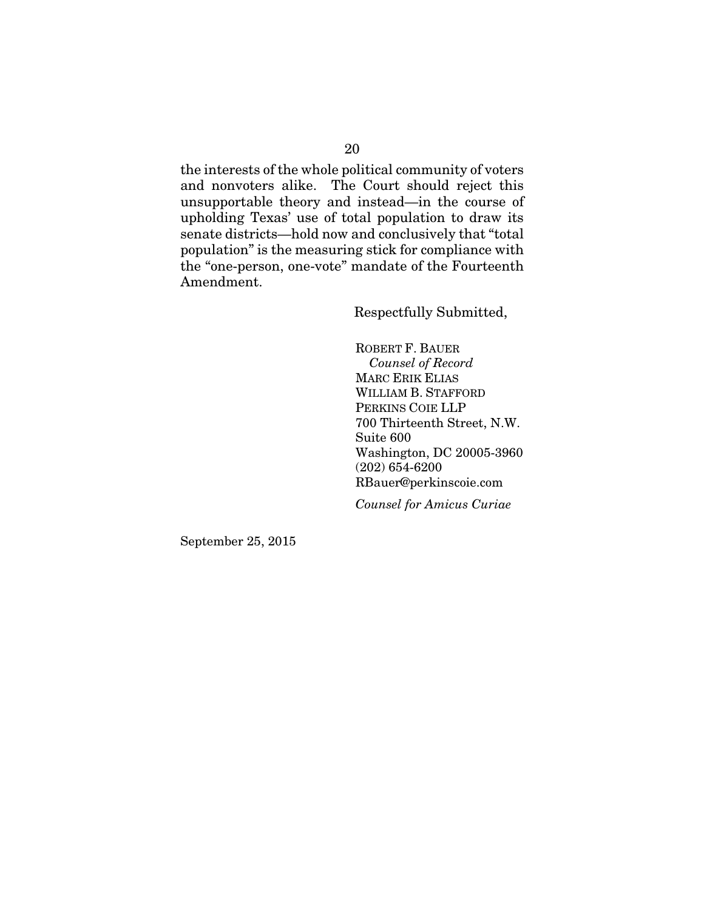the interests of the whole political community of voters and nonvoters alike. The Court should reject this unsupportable theory and instead—in the course of upholding Texas' use of total population to draw its senate districts—hold now and conclusively that "total population" is the measuring stick for compliance with the "one-person, one-vote" mandate of the Fourteenth Amendment.

Respectfully Submitted,

ROBERT F. BAUER
*Counsel of Record*
MARC ERIK ELIAS
WILLIAM B. STAFFORD
PERKINS COIE LLP
700 Thirteenth Street, N.W.
Suite 600
Washington, DC 20005-3960
(202) 654-6200
RBauer@perkinscoie.com

*Counsel for Amicus Curiae*

September 25, 2015